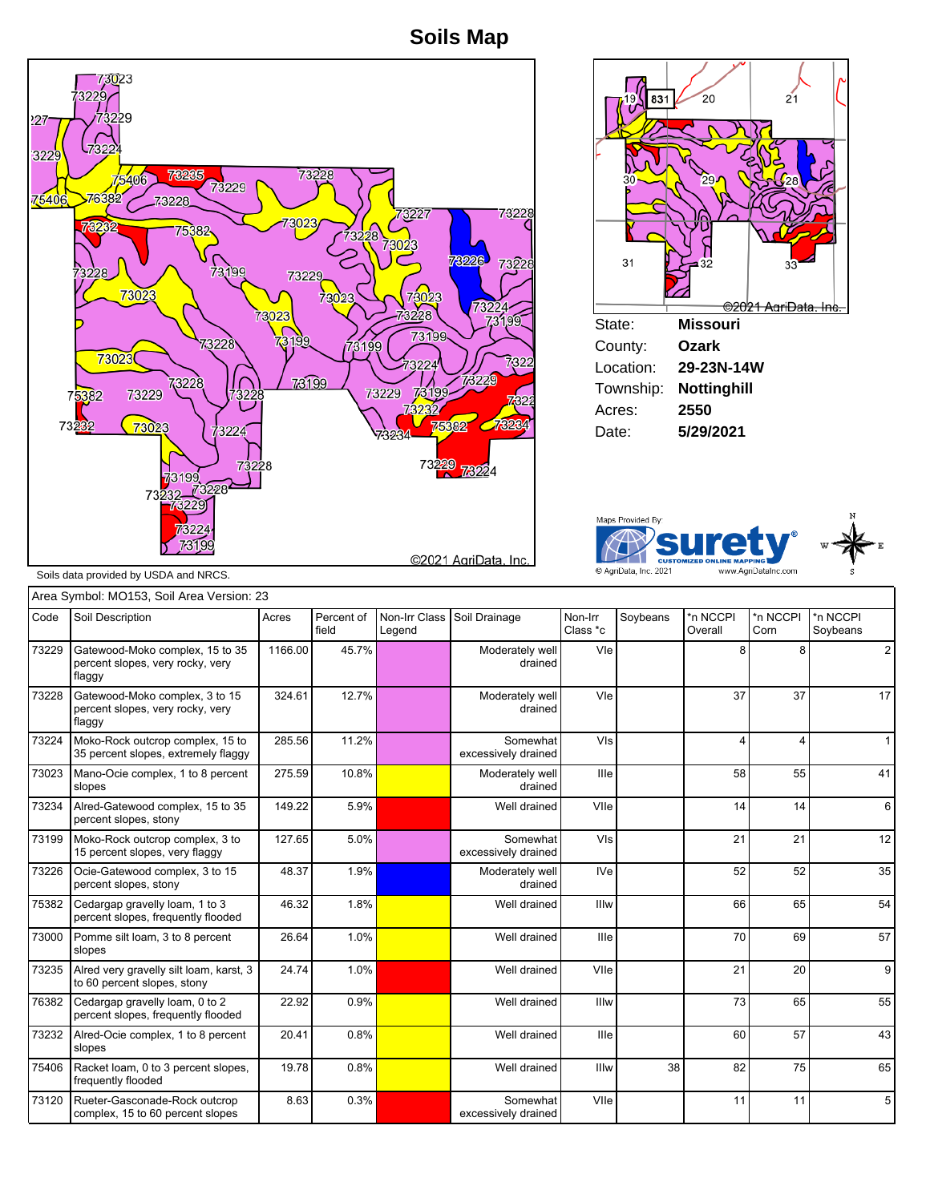# Soils Map

©2021 AgriData, Inc.

Soils data provided by USDA and NRCS.

| | |
|---|---|
| State: | **Missouri** |
| County: | **Ozark** |
| Location: | **29-23N-14W** |
| Township: | **Nottinghill** |
| Acres: | **2550** |
| Date: | **5/29/2021** |

Maps Provided By: surety® CUSTOMIZED ONLINE MAPPING © AgriData, Inc. 2021 www.AgriDataInc.com

Area Symbol: MO153, Soil Area Version: 23

| Code | Soil Description | Acres | Percent of field | Non-Irr Class Legend | Soil Drainage | Non-Irr Class *c | Soybeans | *n NCCPI Overall | *n NCCPI Corn | *n NCCPI Soybeans |
|---|---|---|---|---|---|---|---|---|---|---|
| 73229 | Gatewood-Moko complex, 15 to 35 percent slopes, very rocky, very flaggy | 1166.00 | 45.7% | | Moderately well drained | VIe | | 8 | 8 | 2 |
| 73228 | Gatewood-Moko complex, 3 to 15 percent slopes, very rocky, very flaggy | 324.61 | 12.7% | | Moderately well drained | VIe | | 37 | 37 | 17 |
| 73224 | Moko-Rock outcrop complex, 15 to 35 percent slopes, extremely flaggy | 285.56 | 11.2% | | Somewhat excessively drained | VIs | | 4 | 4 | 1 |
| 73023 | Mano-Ocie complex, 1 to 8 percent slopes | 275.59 | 10.8% | | Moderately well drained | IIIe | | 58 | 55 | 41 |
| 73234 | Alred-Gatewood complex, 15 to 35 percent slopes, stony | 149.22 | 5.9% | | Well drained | VIIe | | 14 | 14 | 6 |
| 73199 | Moko-Rock outcrop complex, 3 to 15 percent slopes, very flaggy | 127.65 | 5.0% | | Somewhat excessively drained | VIs | | 21 | 21 | 12 |
| 73226 | Ocie-Gatewood complex, 3 to 15 percent slopes, stony | 48.37 | 1.9% | | Moderately well drained | IVe | | 52 | 52 | 35 |
| 75382 | Cedargap gravelly loam, 1 to 3 percent slopes, frequently flooded | 46.32 | 1.8% | | Well drained | IIIw | | 66 | 65 | 54 |
| 73000 | Pomme silt loam, 3 to 8 percent slopes | 26.64 | 1.0% | | Well drained | IIIe | | 70 | 69 | 57 |
| 73235 | Alred very gravelly silt loam, karst, 3 to 60 percent slopes, stony | 24.74 | 1.0% | | Well drained | VIIe | | 21 | 20 | 9 |
| 76382 | Cedargap gravelly loam, 0 to 2 percent slopes, frequently flooded | 22.92 | 0.9% | | Well drained | IIIw | | 73 | 65 | 55 |
| 73232 | Alred-Ocie complex, 1 to 8 percent slopes | 20.41 | 0.8% | | Well drained | IIIe | | 60 | 57 | 43 |
| 75406 | Racket loam, 0 to 3 percent slopes, frequently flooded | 19.78 | 0.8% | | Well drained | IIIw | 38 | 82 | 75 | 65 |
| 73120 | Rueter-Gasconade-Rock outcrop complex, 15 to 60 percent slopes | 8.63 | 0.3% | | Somewhat excessively drained | VIIe | | 11 | 11 | 5 |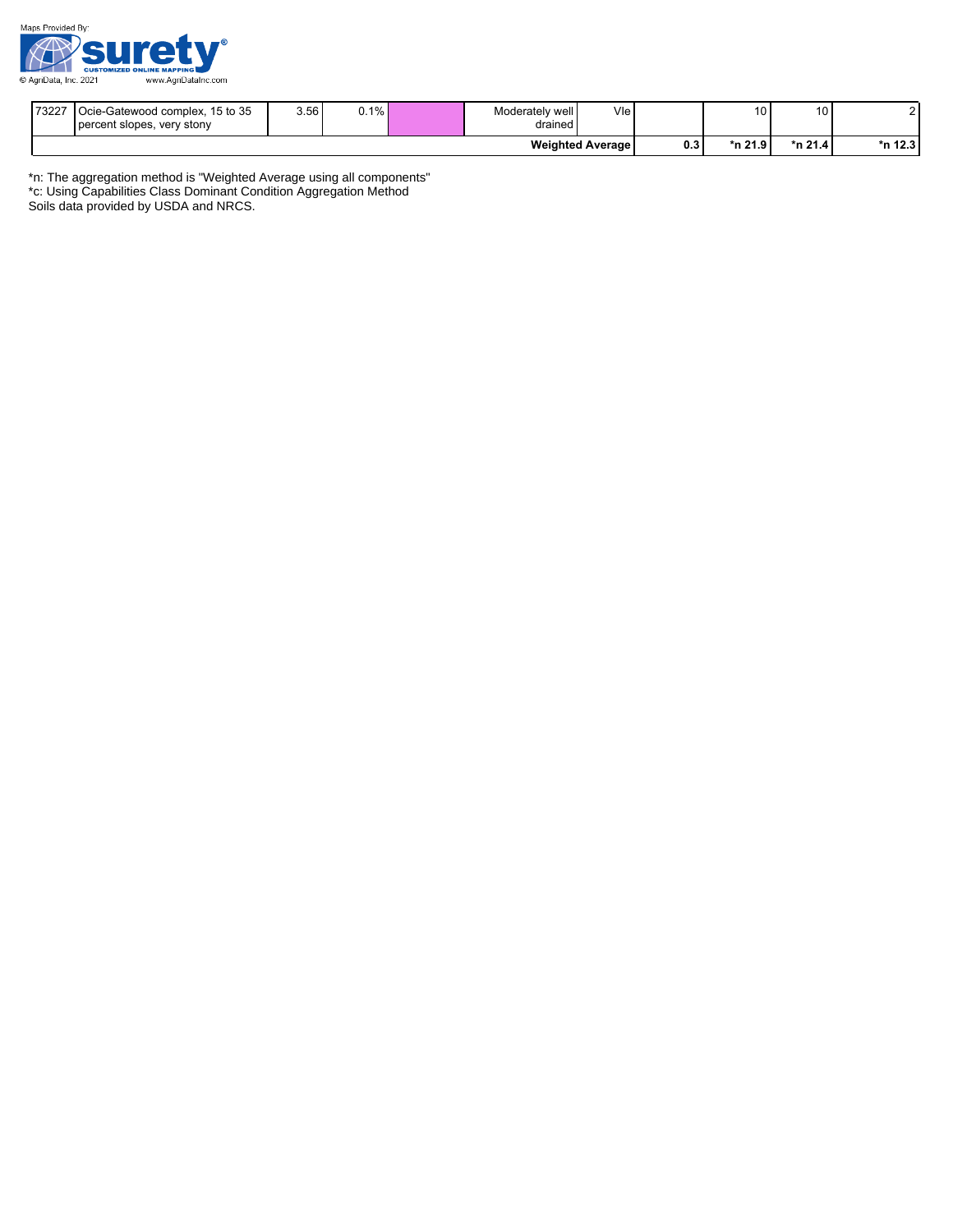| | | | | | | | | | | |
|---|---|---|---|---|---|---|---|---|---|---|
| 73227 | Ocie-Gatewood complex, 15 to 35 percent slopes, very stony | 3.56 | 0.1% | | Moderately well drained | VIe | | 10 | 10 | 2 |
| | | | | | | **Weighted Average** | **0.3** | **\*n 21.9** | **\*n 21.4** | **\*n 12.3** |

*n: The aggregation method is "Weighted Average using all components"

*c: Using Capabilities Class Dominant Condition Aggregation Method

Soils data provided by USDA and NRCS.